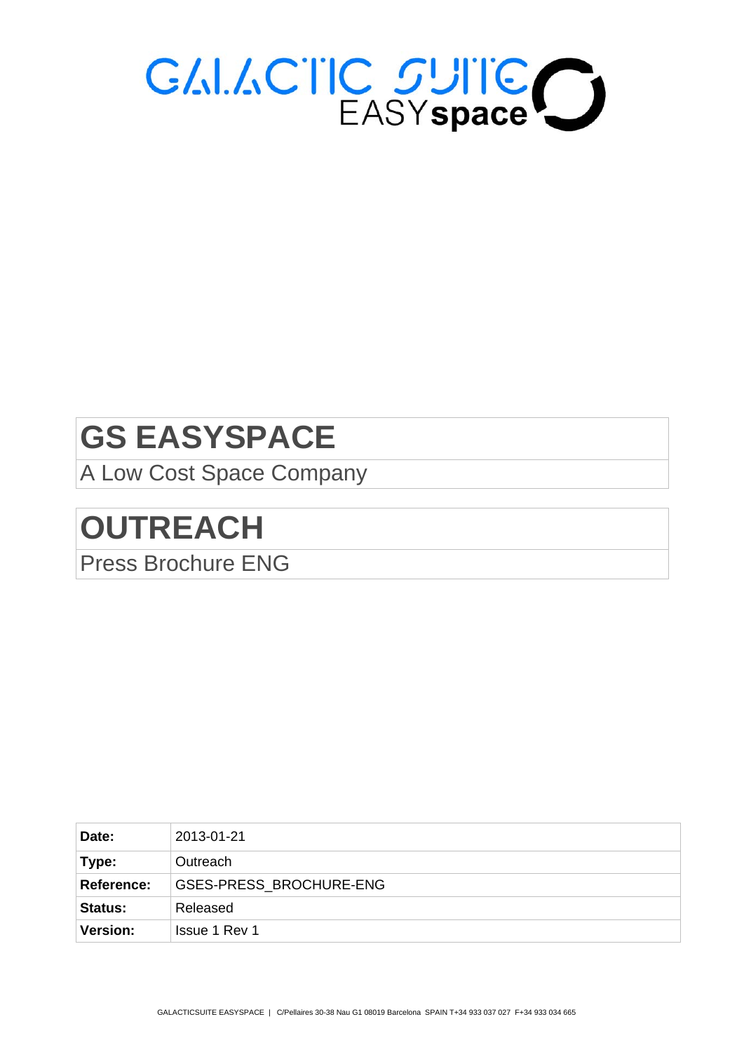GALACTIC SUITE EASYspace

# GS EASYSPACE

A Low Cost Space Company

# OUTREACH

Press Brochure ENG

| | |
|---|---|
| **Date:** | 2013-01-21 |
| **Type:** | Outreach |
| **Reference:** | GSES-PRESS_BROCHURE-ENG |
| **Status:** | Released |
| **Version:** | Issue 1 Rev 1 |

GALACTICSUITE EASYSPACE | C/Pellaires 30-38 Nau G1 08019 Barcelona SPAIN T+34 933 037 027 F+34 933 034 665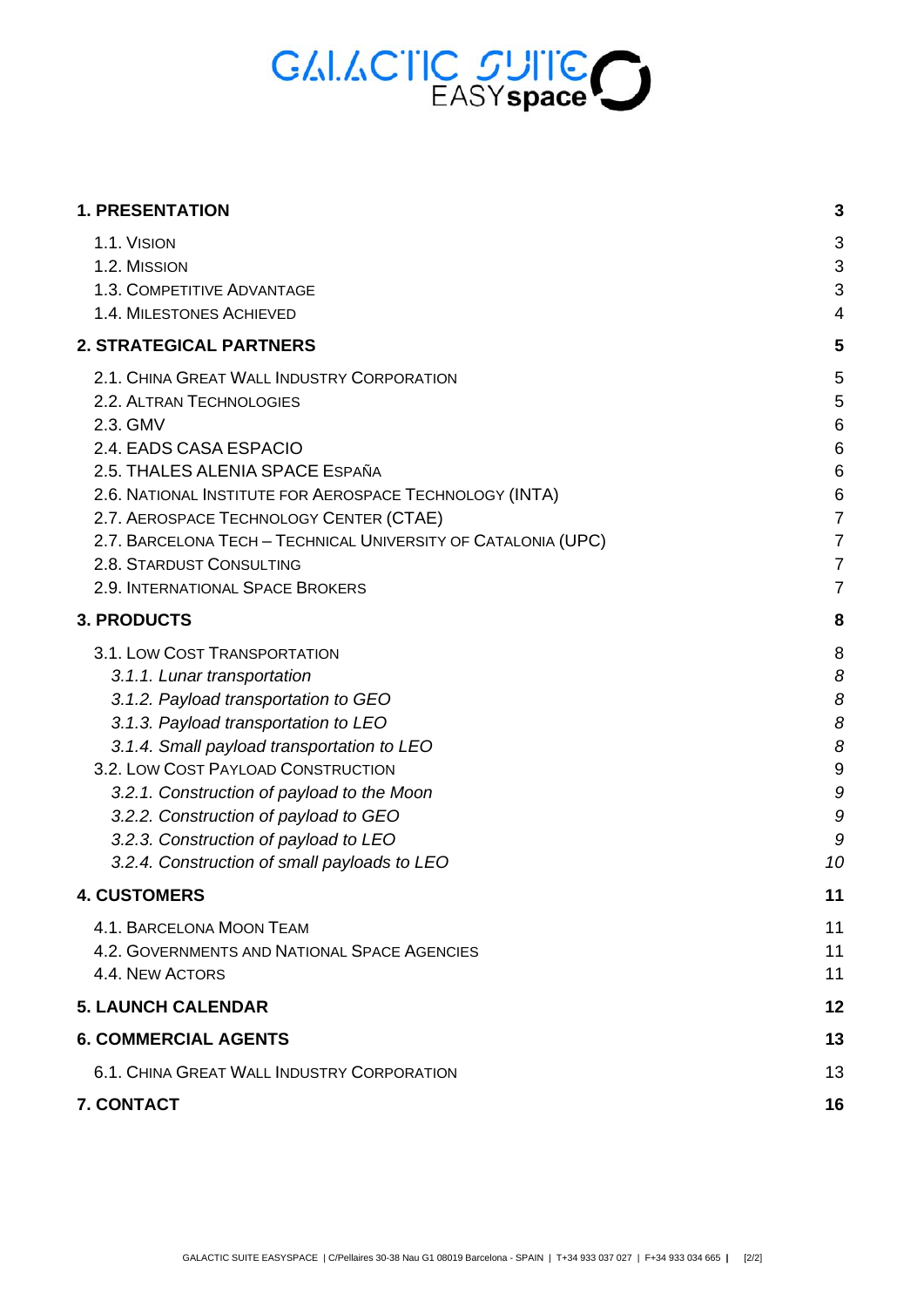| | |
|---|---|
| **1. PRESENTATION** | **3** |
| 1.1. VISION | 3 |
| 1.2. MISSION | 3 |
| 1.3. COMPETITIVE ADVANTAGE | 3 |
| 1.4. MILESTONES ACHIEVED | 4 |
| **2. STRATEGICAL PARTNERS** | **5** |
| 2.1. CHINA GREAT WALL INDUSTRY CORPORATION | 5 |
| 2.2. ALTRAN TECHNOLOGIES | 5 |
| 2.3. GMV | 6 |
| 2.4. EADS CASA ESPACIO | 6 |
| 2.5. THALES ALENIA SPACE ESPAÑA | 6 |
| 2.6. NATIONAL INSTITUTE FOR AEROSPACE TECHNOLOGY (INTA) | 6 |
| 2.7. AEROSPACE TECHNOLOGY CENTER (CTAE) | 7 |
| 2.7. BARCELONA TECH – TECHNICAL UNIVERSITY OF CATALONIA (UPC) | 7 |
| 2.8. STARDUST CONSULTING | 7 |
| 2.9. INTERNATIONAL SPACE BROKERS | 7 |
| **3. PRODUCTS** | **8** |
| 3.1. LOW COST TRANSPORTATION | 8 |
| *3.1.1. Lunar transportation* | *8* |
| *3.1.2. Payload transportation to GEO* | *8* |
| *3.1.3. Payload transportation to LEO* | *8* |
| *3.1.4. Small payload transportation to LEO* | *8* |
| 3.2. LOW COST PAYLOAD CONSTRUCTION | 9 |
| *3.2.1. Construction of payload to the Moon* | *9* |
| *3.2.2. Construction of payload to GEO* | *9* |
| *3.2.3. Construction of payload to LEO* | *9* |
| *3.2.4. Construction of small payloads to LEO* | *10* |
| **4. CUSTOMERS** | **11** |
| 4.1. BARCELONA MOON TEAM | 11 |
| 4.2. GOVERNMENTS AND NATIONAL SPACE AGENCIES | 11 |
| 4.4. NEW ACTORS | 11 |
| **5. LAUNCH CALENDAR** | **12** |
| **6. COMMERCIAL AGENTS** | **13** |
| 6.1. CHINA GREAT WALL INDUSTRY CORPORATION | 13 |
| **7. CONTACT** | **16** |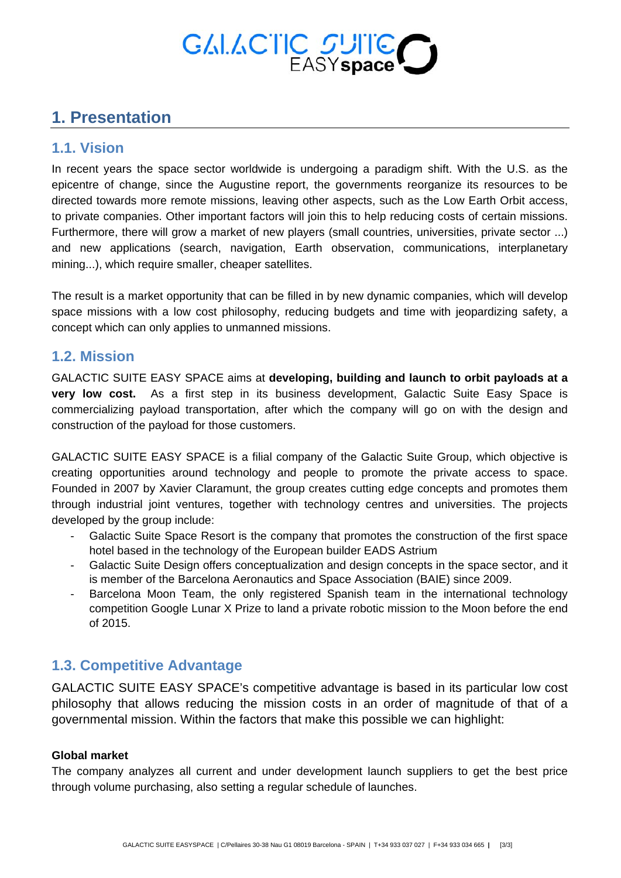# 1. Presentation

## 1.1. Vision

In recent years the space sector worldwide is undergoing a paradigm shift. With the U.S. as the epicentre of change, since the Augustine report, the governments reorganize its resources to be directed towards more remote missions, leaving other aspects, such as the Low Earth Orbit access, to private companies. Other important factors will join this to help reducing costs of certain missions. Furthermore, there will grow a market of new players (small countries, universities, private sector ...) and new applications (search, navigation, Earth observation, communications, interplanetary mining...), which require smaller, cheaper satellites.

The result is a market opportunity that can be filled in by new dynamic companies, which will develop space missions with a low cost philosophy, reducing budgets and time with jeopardizing safety, a concept which can only applies to unmanned missions.

## 1.2. Mission

GALACTIC SUITE EASY SPACE aims at **developing, building and launch to orbit payloads at a very low cost.** As a first step in its business development, Galactic Suite Easy Space is commercializing payload transportation, after which the company will go on with the design and construction of the payload for those customers.

GALACTIC SUITE EASY SPACE is a filial company of the Galactic Suite Group, which objective is creating opportunities around technology and people to promote the private access to space. Founded in 2007 by Xavier Claramunt, the group creates cutting edge concepts and promotes them through industrial joint ventures, together with technology centres and universities. The projects developed by the group include:

- Galactic Suite Space Resort is the company that promotes the construction of the first space hotel based in the technology of the European builder EADS Astrium
- Galactic Suite Design offers conceptualization and design concepts in the space sector, and it is member of the Barcelona Aeronautics and Space Association (BAIE) since 2009.
- Barcelona Moon Team, the only registered Spanish team in the international technology competition Google Lunar X Prize to land a private robotic mission to the Moon before the end of 2015.

## 1.3. Competitive Advantage

GALACTIC SUITE EASY SPACE's competitive advantage is based in its particular low cost philosophy that allows reducing the mission costs in an order of magnitude of that of a governmental mission. Within the factors that make this possible we can highlight:

**Global market**

The company analyzes all current and under development launch suppliers to get the best price through volume purchasing, also setting a regular schedule of launches.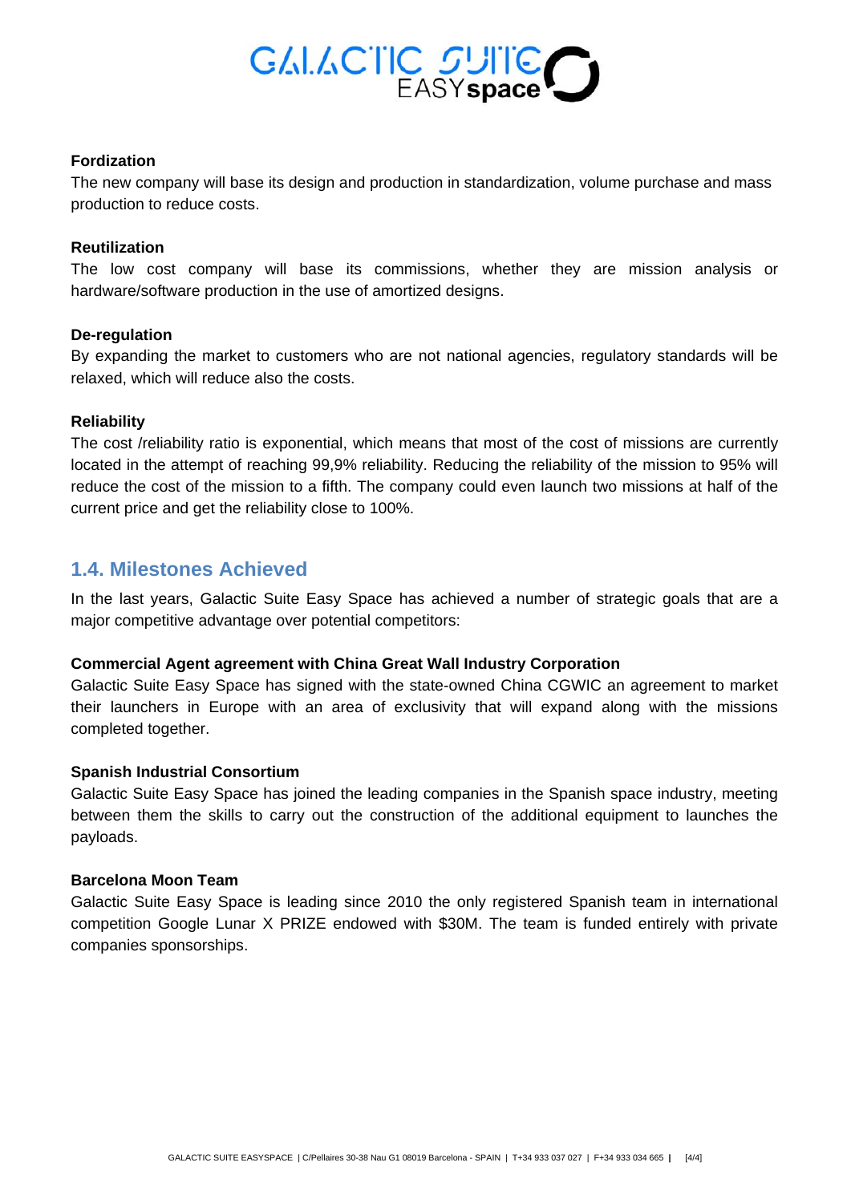**Fordization**

The new company will base its design and production in standardization, volume purchase and mass production to reduce costs.

**Reutilization**

The low cost company will base its commissions, whether they are mission analysis or hardware/software production in the use of amortized designs.

**De-regulation**

By expanding the market to customers who are not national agencies, regulatory standards will be relaxed, which will reduce also the costs.

**Reliability**

The cost /reliability ratio is exponential, which means that most of the cost of missions are currently located in the attempt of reaching 99,9% reliability. Reducing the reliability of the mission to 95% will reduce the cost of the mission to a fifth. The company could even launch two missions at half of the current price and get the reliability close to 100%.

## 1.4. Milestones Achieved

In the last years, Galactic Suite Easy Space has achieved a number of strategic goals that are a major competitive advantage over potential competitors:

**Commercial Agent agreement with China Great Wall Industry Corporation**

Galactic Suite Easy Space has signed with the state-owned China CGWIC an agreement to market their launchers in Europe with an area of exclusivity that will expand along with the missions completed together.

**Spanish Industrial Consortium**

Galactic Suite Easy Space has joined the leading companies in the Spanish space industry, meeting between them the skills to carry out the construction of the additional equipment to launches the payloads.

**Barcelona Moon Team**

Galactic Suite Easy Space is leading since 2010 the only registered Spanish team in international competition Google Lunar X PRIZE endowed with $30M. The team is funded entirely with private companies sponsorships.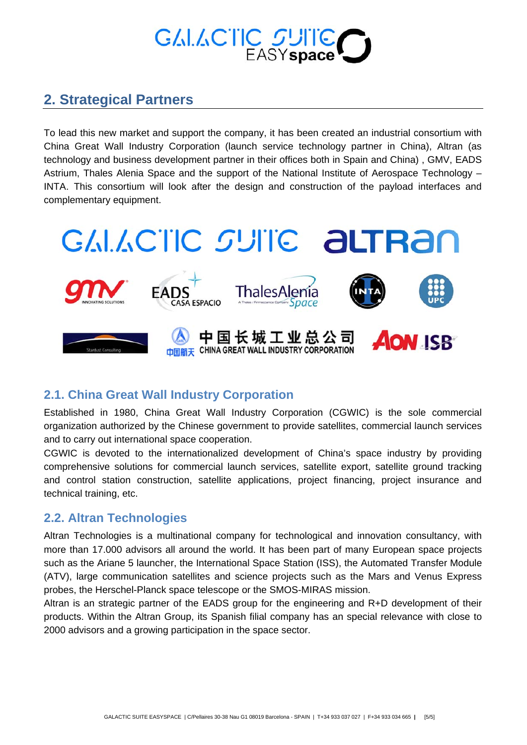## 2. Strategical Partners

To lead this new market and support the company, it has been created an industrial consortium with China Great Wall Industry Corporation (launch service technology partner in China), Altran (as technology and business development partner in their offices both in Spain and China) , GMV, EADS Astrium, Thales Alenia Space and the support of the National Institute of Aerospace Technology – INTA. This consortium will look after the design and construction of the payload interfaces and complementary equipment.

### 2.1. China Great Wall Industry Corporation

Established in 1980, China Great Wall Industry Corporation (CGWIC) is the sole commercial organization authorized by the Chinese government to provide satellites, commercial launch services and to carry out international space cooperation.

CGWIC is devoted to the internationalized development of China's space industry by providing comprehensive solutions for commercial launch services, satellite export, satellite ground tracking and control station construction, satellite applications, project financing, project insurance and technical training, etc.

### 2.2. Altran Technologies

Altran Technologies is a multinational company for technological and innovation consultancy, with more than 17.000 advisors all around the world. It has been part of many European space projects such as the Ariane 5 launcher, the International Space Station (ISS), the Automated Transfer Module (ATV), large communication satellites and science projects such as the Mars and Venus Express probes, the Herschel-Planck space telescope or the SMOS-MIRAS mission.

Altran is an strategic partner of the EADS group for the engineering and R+D development of their products. Within the Altran Group, its Spanish filial company has an special relevance with close to 2000 advisors and a growing participation in the space sector.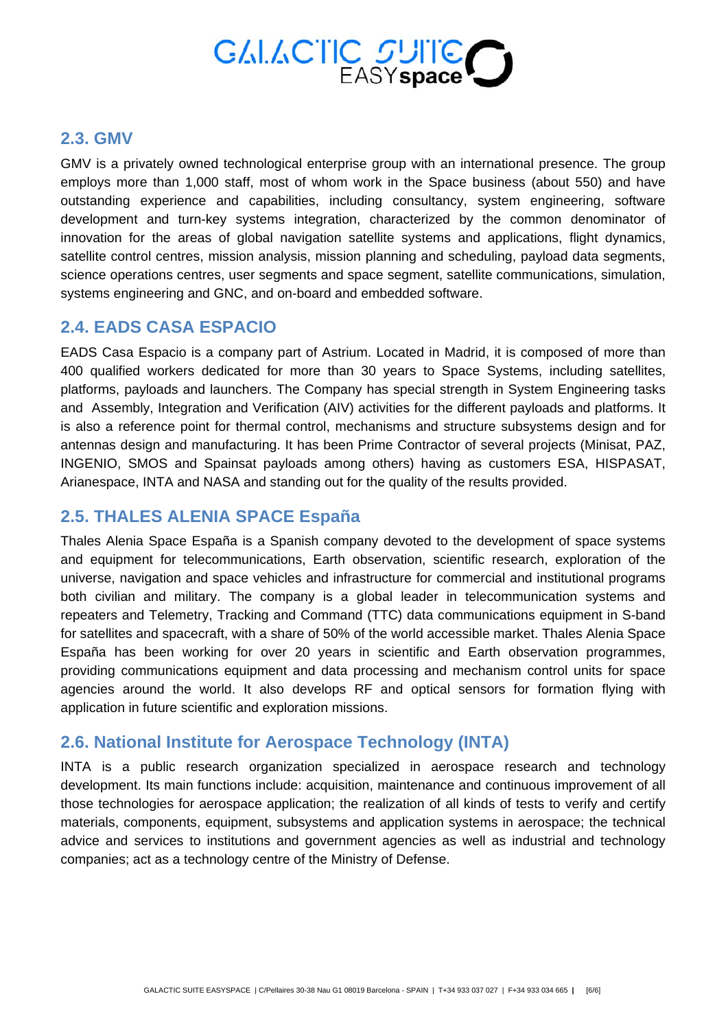## 2.3. GMV

GMV is a privately owned technological enterprise group with an international presence. The group employs more than 1,000 staff, most of whom work in the Space business (about 550) and have outstanding experience and capabilities, including consultancy, system engineering, software development and turn-key systems integration, characterized by the common denominator of innovation for the areas of global navigation satellite systems and applications, flight dynamics, satellite control centres, mission analysis, mission planning and scheduling, payload data segments, science operations centres, user segments and space segment, satellite communications, simulation, systems engineering and GNC, and on-board and embedded software.

## 2.4. EADS CASA ESPACIO

EADS Casa Espacio is a company part of Astrium. Located in Madrid, it is composed of more than 400 qualified workers dedicated for more than 30 years to Space Systems, including satellites, platforms, payloads and launchers. The Company has special strength in System Engineering tasks and Assembly, Integration and Verification (AIV) activities for the different payloads and platforms. It is also a reference point for thermal control, mechanisms and structure subsystems design and for antennas design and manufacturing. It has been Prime Contractor of several projects (Minisat, PAZ, INGENIO, SMOS and Spainsat payloads among others) having as customers ESA, HISPASAT, Arianespace, INTA and NASA and standing out for the quality of the results provided.

## 2.5. THALES ALENIA SPACE España

Thales Alenia Space España is a Spanish company devoted to the development of space systems and equipment for telecommunications, Earth observation, scientific research, exploration of the universe, navigation and space vehicles and infrastructure for commercial and institutional programs both civilian and military. The company is a global leader in telecommunication systems and repeaters and Telemetry, Tracking and Command (TTC) data communications equipment in S-band for satellites and spacecraft, with a share of 50% of the world accessible market. Thales Alenia Space España has been working for over 20 years in scientific and Earth observation programmes, providing communications equipment and data processing and mechanism control units for space agencies around the world. It also develops RF and optical sensors for formation flying with application in future scientific and exploration missions.

## 2.6. National Institute for Aerospace Technology (INTA)

INTA is a public research organization specialized in aerospace research and technology development. Its main functions include: acquisition, maintenance and continuous improvement of all those technologies for aerospace application; the realization of all kinds of tests to verify and certify materials, components, equipment, subsystems and application systems in aerospace; the technical advice and services to institutions and government agencies as well as industrial and technology companies; act as a technology centre of the Ministry of Defense.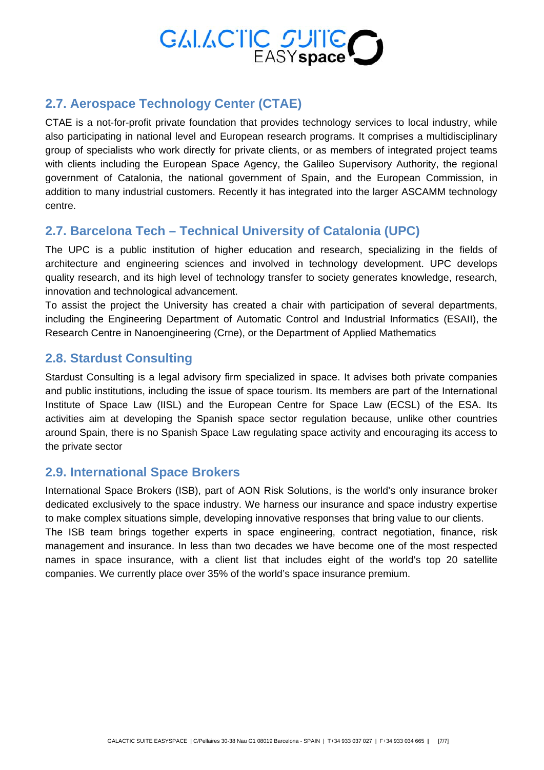## 2.7. Aerospace Technology Center (CTAE)

CTAE is a not-for-profit private foundation that provides technology services to local industry, while also participating in national level and European research programs. It comprises a multidisciplinary group of specialists who work directly for private clients, or as members of integrated project teams with clients including the European Space Agency, the Galileo Supervisory Authority, the regional government of Catalonia, the national government of Spain, and the European Commission, in addition to many industrial customers. Recently it has integrated into the larger ASCAMM technology centre.

## 2.7. Barcelona Tech – Technical University of Catalonia (UPC)

The UPC is a public institution of higher education and research, specializing in the fields of architecture and engineering sciences and involved in technology development. UPC develops quality research, and its high level of technology transfer to society generates knowledge, research, innovation and technological advancement.

To assist the project the University has created a chair with participation of several departments, including the Engineering Department of Automatic Control and Industrial Informatics (ESAII), the Research Centre in Nanoengineering (Crne), or the Department of Applied Mathematics

## 2.8. Stardust Consulting

Stardust Consulting is a legal advisory firm specialized in space. It advises both private companies and public institutions, including the issue of space tourism. Its members are part of the International Institute of Space Law (IISL) and the European Centre for Space Law (ECSL) of the ESA. Its activities aim at developing the Spanish space sector regulation because, unlike other countries around Spain, there is no Spanish Space Law regulating space activity and encouraging its access to the private sector

## 2.9. International Space Brokers

International Space Brokers (ISB), part of AON Risk Solutions, is the world's only insurance broker dedicated exclusively to the space industry. We harness our insurance and space industry expertise to make complex situations simple, developing innovative responses that bring value to our clients.

The ISB team brings together experts in space engineering, contract negotiation, finance, risk management and insurance. In less than two decades we have become one of the most respected names in space insurance, with a client list that includes eight of the world's top 20 satellite companies. We currently place over 35% of the world's space insurance premium.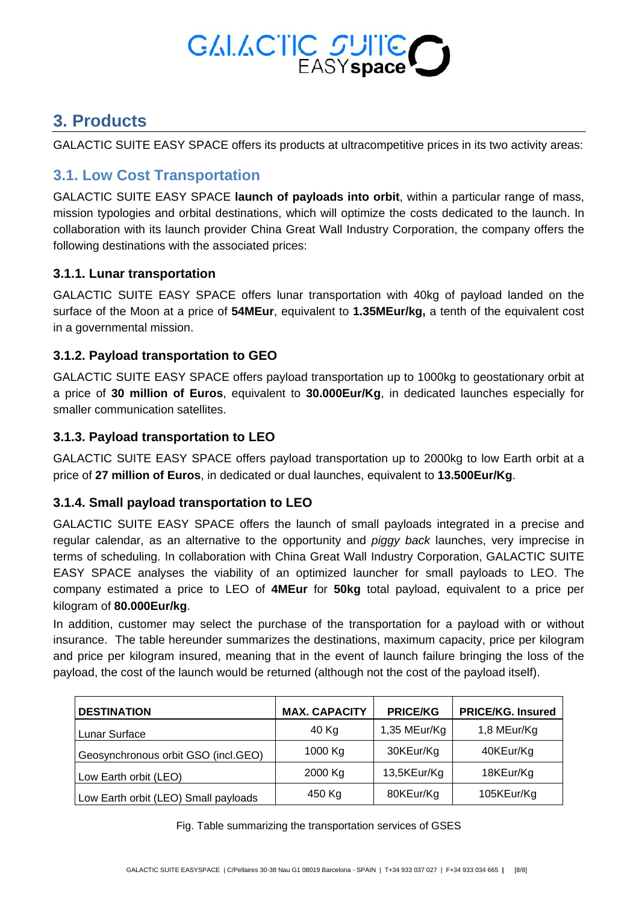## 3. Products

GALACTIC SUITE EASY SPACE offers its products at ultracompetitive prices in its two activity areas:

### 3.1. Low Cost Transportation

GALACTIC SUITE EASY SPACE **launch of payloads into orbit**, within a particular range of mass, mission typologies and orbital destinations, which will optimize the costs dedicated to the launch. In collaboration with its launch provider China Great Wall Industry Corporation, the company offers the following destinations with the associated prices:

#### 3.1.1. Lunar transportation

GALACTIC SUITE EASY SPACE offers lunar transportation with 40kg of payload landed on the surface of the Moon at a price of **54MEur**, equivalent to **1.35MEur/kg,** a tenth of the equivalent cost in a governmental mission.

#### 3.1.2. Payload transportation to GEO

GALACTIC SUITE EASY SPACE offers payload transportation up to 1000kg to geostationary orbit at a price of **30 million of Euros**, equivalent to **30.000Eur/Kg**, in dedicated launches especially for smaller communication satellites.

#### 3.1.3. Payload transportation to LEO

GALACTIC SUITE EASY SPACE offers payload transportation up to 2000kg to low Earth orbit at a price of **27 million of Euros**, in dedicated or dual launches, equivalent to **13.500Eur/Kg**.

#### 3.1.4. Small payload transportation to LEO

GALACTIC SUITE EASY SPACE offers the launch of small payloads integrated in a precise and regular calendar, as an alternative to the opportunity and *piggy back* launches, very imprecise in terms of scheduling. In collaboration with China Great Wall Industry Corporation, GALACTIC SUITE EASY SPACE analyses the viability of an optimized launcher for small payloads to LEO. The company estimated a price to LEO of **4MEur** for **50kg** total payload, equivalent to a price per kilogram of **80.000Eur/kg**.

In addition, customer may select the purchase of the transportation for a payload with or without insurance. The table hereunder summarizes the destinations, maximum capacity, price per kilogram and price per kilogram insured, meaning that in the event of launch failure bringing the loss of the payload, the cost of the launch would be returned (although not the cost of the payload itself).

| DESTINATION | MAX. CAPACITY | PRICE/KG | PRICE/KG. Insured |
|---|---|---|---|
| Lunar Surface | 40 Kg | 1,35 MEur/Kg | 1,8 MEur/Kg |
| Geosynchronous orbit GSO (incl.GEO) | 1000 Kg | 30KEur/Kg | 40KEur/Kg |
| Low Earth orbit (LEO) | 2000 Kg | 13,5KEur/Kg | 18KEur/Kg |
| Low Earth orbit (LEO) Small payloads | 450 Kg | 80KEur/Kg | 105KEur/Kg |

Fig. Table summarizing the transportation services of GSES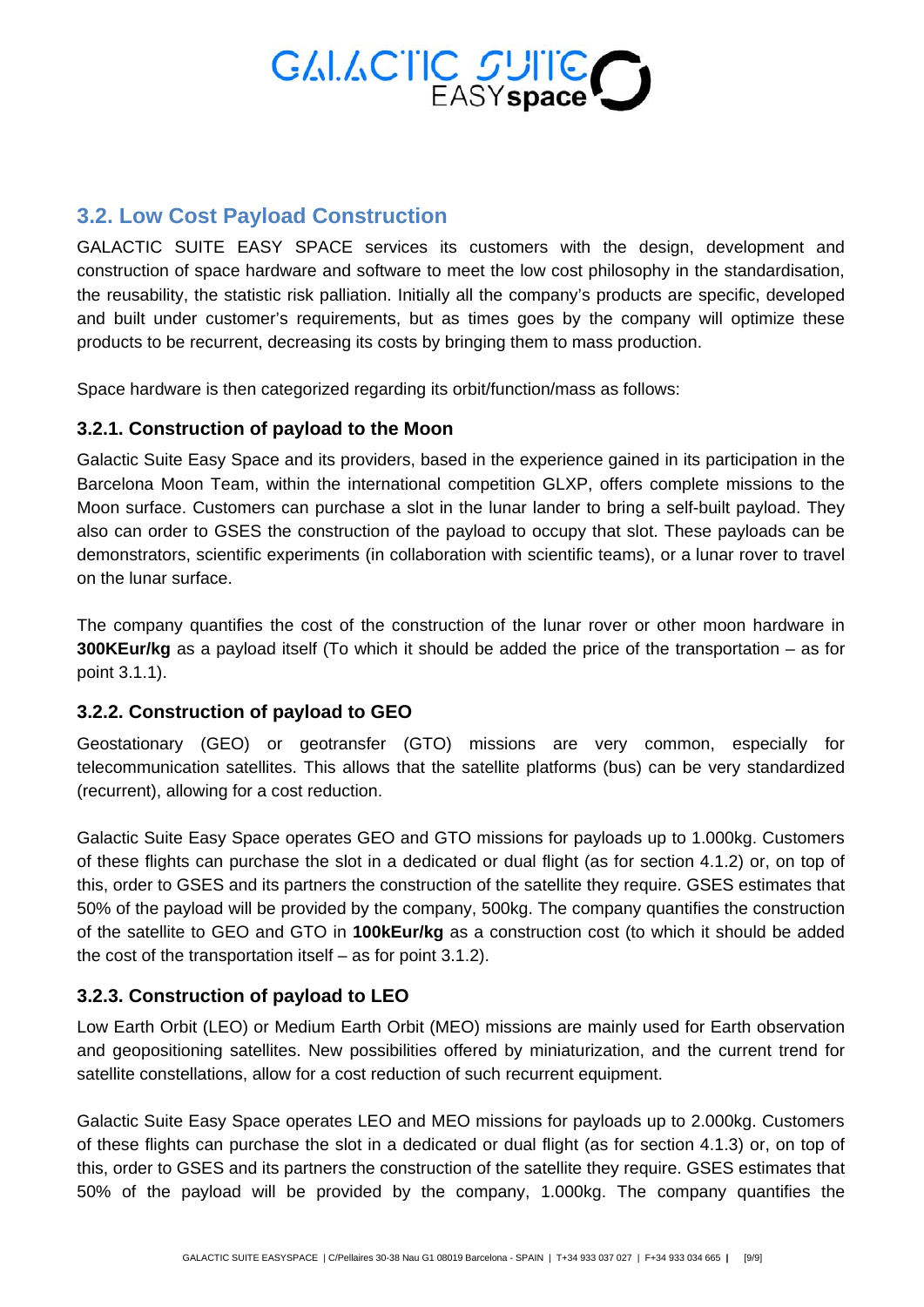## 3.2. Low Cost Payload Construction

GALACTIC SUITE EASY SPACE services its customers with the design, development and construction of space hardware and software to meet the low cost philosophy in the standardisation, the reusability, the statistic risk palliation. Initially all the company's products are specific, developed and built under customer's requirements, but as times goes by the company will optimize these products to be recurrent, decreasing its costs by bringing them to mass production.

Space hardware is then categorized regarding its orbit/function/mass as follows:

### 3.2.1. Construction of payload to the Moon

Galactic Suite Easy Space and its providers, based in the experience gained in its participation in the Barcelona Moon Team, within the international competition GLXP, offers complete missions to the Moon surface. Customers can purchase a slot in the lunar lander to bring a self-built payload. They also can order to GSES the construction of the payload to occupy that slot. These payloads can be demonstrators, scientific experiments (in collaboration with scientific teams), or a lunar rover to travel on the lunar surface.

The company quantifies the cost of the construction of the lunar rover or other moon hardware in **300KEur/kg** as a payload itself (To which it should be added the price of the transportation – as for point 3.1.1).

### 3.2.2. Construction of payload to GEO

Geostationary (GEO) or geotransfer (GTO) missions are very common, especially for telecommunication satellites. This allows that the satellite platforms (bus) can be very standardized (recurrent), allowing for a cost reduction.

Galactic Suite Easy Space operates GEO and GTO missions for payloads up to 1.000kg. Customers of these flights can purchase the slot in a dedicated or dual flight (as for section 4.1.2) or, on top of this, order to GSES and its partners the construction of the satellite they require. GSES estimates that 50% of the payload will be provided by the company, 500kg. The company quantifies the construction of the satellite to GEO and GTO in **100kEur/kg** as a construction cost (to which it should be added the cost of the transportation itself – as for point 3.1.2).

### 3.2.3. Construction of payload to LEO

Low Earth Orbit (LEO) or Medium Earth Orbit (MEO) missions are mainly used for Earth observation and geopositioning satellites. New possibilities offered by miniaturization, and the current trend for satellite constellations, allow for a cost reduction of such recurrent equipment.

Galactic Suite Easy Space operates LEO and MEO missions for payloads up to 2.000kg. Customers of these flights can purchase the slot in a dedicated or dual flight (as for section 4.1.3) or, on top of this, order to GSES and its partners the construction of the satellite they require. GSES estimates that 50% of the payload will be provided by the company, 1.000kg. The company quantifies the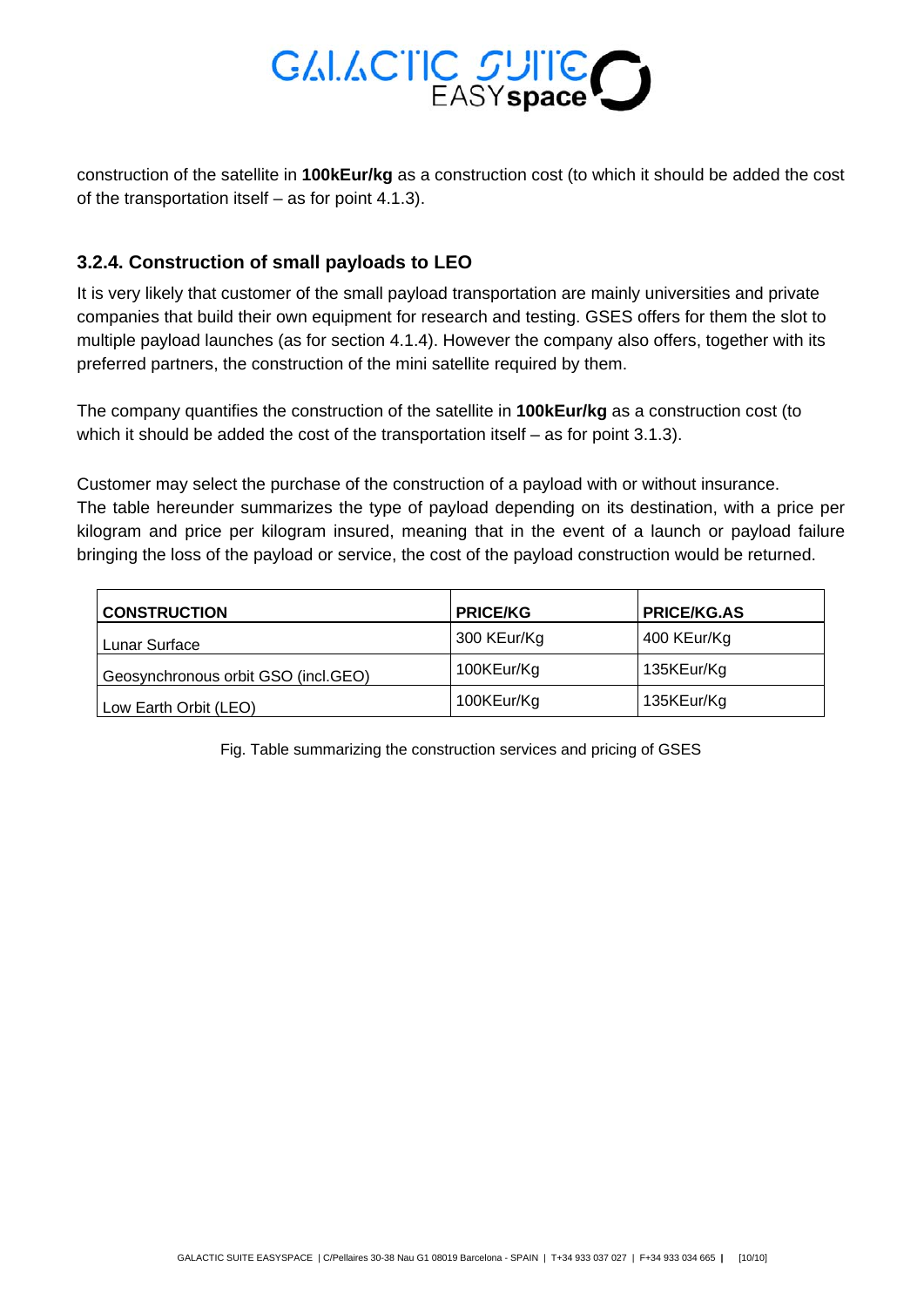construction of the satellite in **100kEur/kg** as a construction cost (to which it should be added the cost of the transportation itself – as for point 4.1.3).

### 3.2.4. Construction of small payloads to LEO

It is very likely that customer of the small payload transportation are mainly universities and private companies that build their own equipment for research and testing. GSES offers for them the slot to multiple payload launches (as for section 4.1.4). However the company also offers, together with its preferred partners, the construction of the mini satellite required by them.

The company quantifies the construction of the satellite in **100kEur/kg** as a construction cost (to which it should be added the cost of the transportation itself – as for point 3.1.3).

Customer may select the purchase of the construction of a payload with or without insurance.
The table hereunder summarizes the type of payload depending on its destination, with a price per kilogram and price per kilogram insured, meaning that in the event of a launch or payload failure bringing the loss of the payload or service, the cost of the payload construction would be returned.

| **CONSTRUCTION** | **PRICE/KG** | **PRICE/KG.AS** |
|---|---|---|
| Lunar Surface | 300 KEur/Kg | 400 KEur/Kg |
| Geosynchronous orbit GSO (incl.GEO) | 100KEur/Kg | 135KEur/Kg |
| Low Earth Orbit (LEO) | 100KEur/Kg | 135KEur/Kg |

Fig. Table summarizing the construction services and pricing of GSES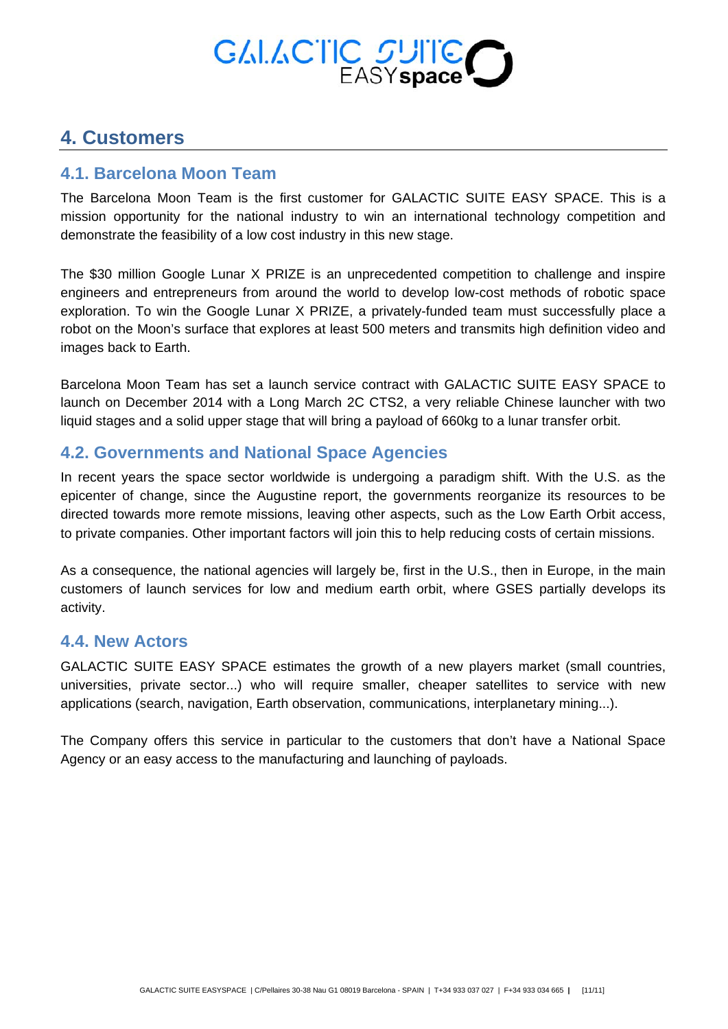## 4. Customers

### 4.1. Barcelona Moon Team

The Barcelona Moon Team is the first customer for GALACTIC SUITE EASY SPACE. This is a mission opportunity for the national industry to win an international technology competition and demonstrate the feasibility of a low cost industry in this new stage.

The $30 million Google Lunar X PRIZE is an unprecedented competition to challenge and inspire engineers and entrepreneurs from around the world to develop low-cost methods of robotic space exploration. To win the Google Lunar X PRIZE, a privately-funded team must successfully place a robot on the Moon's surface that explores at least 500 meters and transmits high definition video and images back to Earth.

Barcelona Moon Team has set a launch service contract with GALACTIC SUITE EASY SPACE to launch on December 2014 with a Long March 2C CTS2, a very reliable Chinese launcher with two liquid stages and a solid upper stage that will bring a payload of 660kg to a lunar transfer orbit.

### 4.2. Governments and National Space Agencies

In recent years the space sector worldwide is undergoing a paradigm shift. With the U.S. as the epicenter of change, since the Augustine report, the governments reorganize its resources to be directed towards more remote missions, leaving other aspects, such as the Low Earth Orbit access, to private companies. Other important factors will join this to help reducing costs of certain missions.

As a consequence, the national agencies will largely be, first in the U.S., then in Europe, in the main customers of launch services for low and medium earth orbit, where GSES partially develops its activity.

### 4.4. New Actors

GALACTIC SUITE EASY SPACE estimates the growth of a new players market (small countries, universities, private sector...) who will require smaller, cheaper satellites to service with new applications (search, navigation, Earth observation, communications, interplanetary mining...).

The Company offers this service in particular to the customers that don't have a National Space Agency or an easy access to the manufacturing and launching of payloads.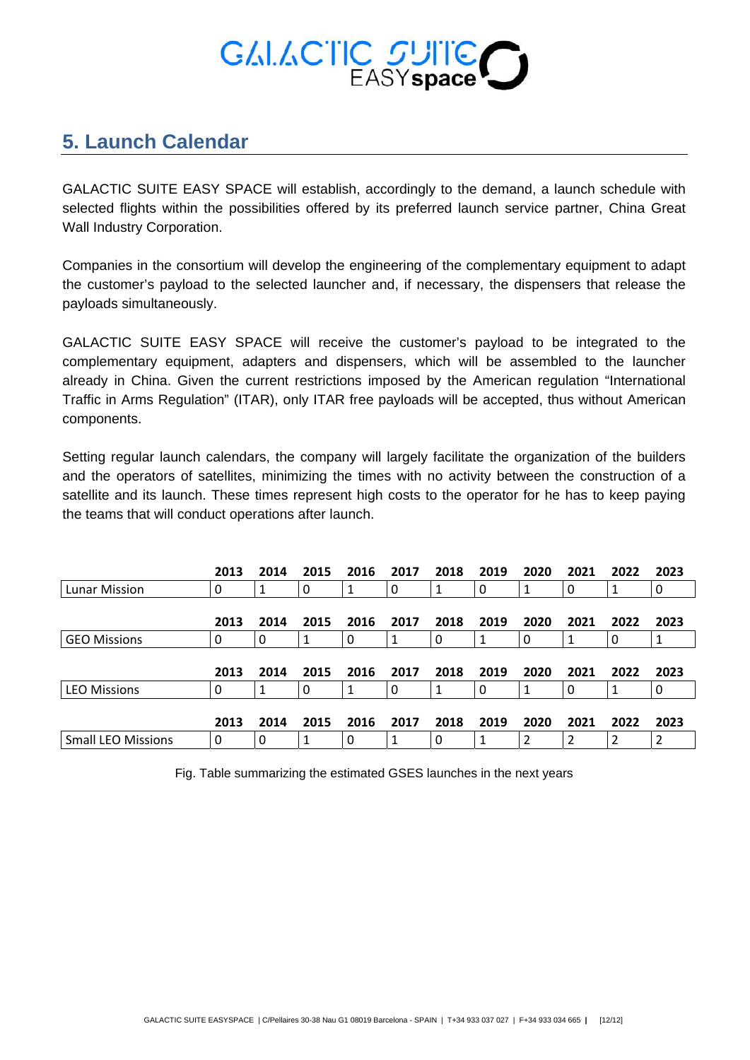## 5. Launch Calendar

GALACTIC SUITE EASY SPACE will establish, accordingly to the demand, a launch schedule with selected flights within the possibilities offered by its preferred launch service partner, China Great Wall Industry Corporation.

Companies in the consortium will develop the engineering of the complementary equipment to adapt the customer's payload to the selected launcher and, if necessary, the dispensers that release the payloads simultaneously.

GALACTIC SUITE EASY SPACE will receive the customer's payload to be integrated to the complementary equipment, adapters and dispensers, which will be assembled to the launcher already in China. Given the current restrictions imposed by the American regulation "International Traffic in Arms Regulation" (ITAR), only ITAR free payloads will be accepted, thus without American components.

Setting regular launch calendars, the company will largely facilitate the organization of the builders and the operators of satellites, minimizing the times with no activity between the construction of a satellite and its launch. These times represent high costs to the operator for he has to keep paying the teams that will conduct operations after launch.

| | 2013 | 2014 | 2015 | 2016 | 2017 | 2018 | 2019 | 2020 | 2021 | 2022 | 2023 |
|---|---|---|---|---|---|---|---|---|---|---|---|
| Lunar Mission | 0 | 1 | 0 | 1 | 0 | 1 | 0 | 1 | 0 | 1 | 0 |

| | 2013 | 2014 | 2015 | 2016 | 2017 | 2018 | 2019 | 2020 | 2021 | 2022 | 2023 |
|---|---|---|---|---|---|---|---|---|---|---|---|
| GEO Missions | 0 | 0 | 1 | 0 | 1 | 0 | 1 | 0 | 1 | 0 | 1 |

| | 2013 | 2014 | 2015 | 2016 | 2017 | 2018 | 2019 | 2020 | 2021 | 2022 | 2023 |
|---|---|---|---|---|---|---|---|---|---|---|---|
| LEO Missions | 0 | 1 | 0 | 1 | 0 | 1 | 0 | 1 | 0 | 1 | 0 |

| | 2013 | 2014 | 2015 | 2016 | 2017 | 2018 | 2019 | 2020 | 2021 | 2022 | 2023 |
|---|---|---|---|---|---|---|---|---|---|---|---|
| Small LEO Missions | 0 | 0 | 1 | 0 | 1 | 0 | 1 | 2 | 2 | 2 | 2 |

Fig. Table summarizing the estimated GSES launches in the next years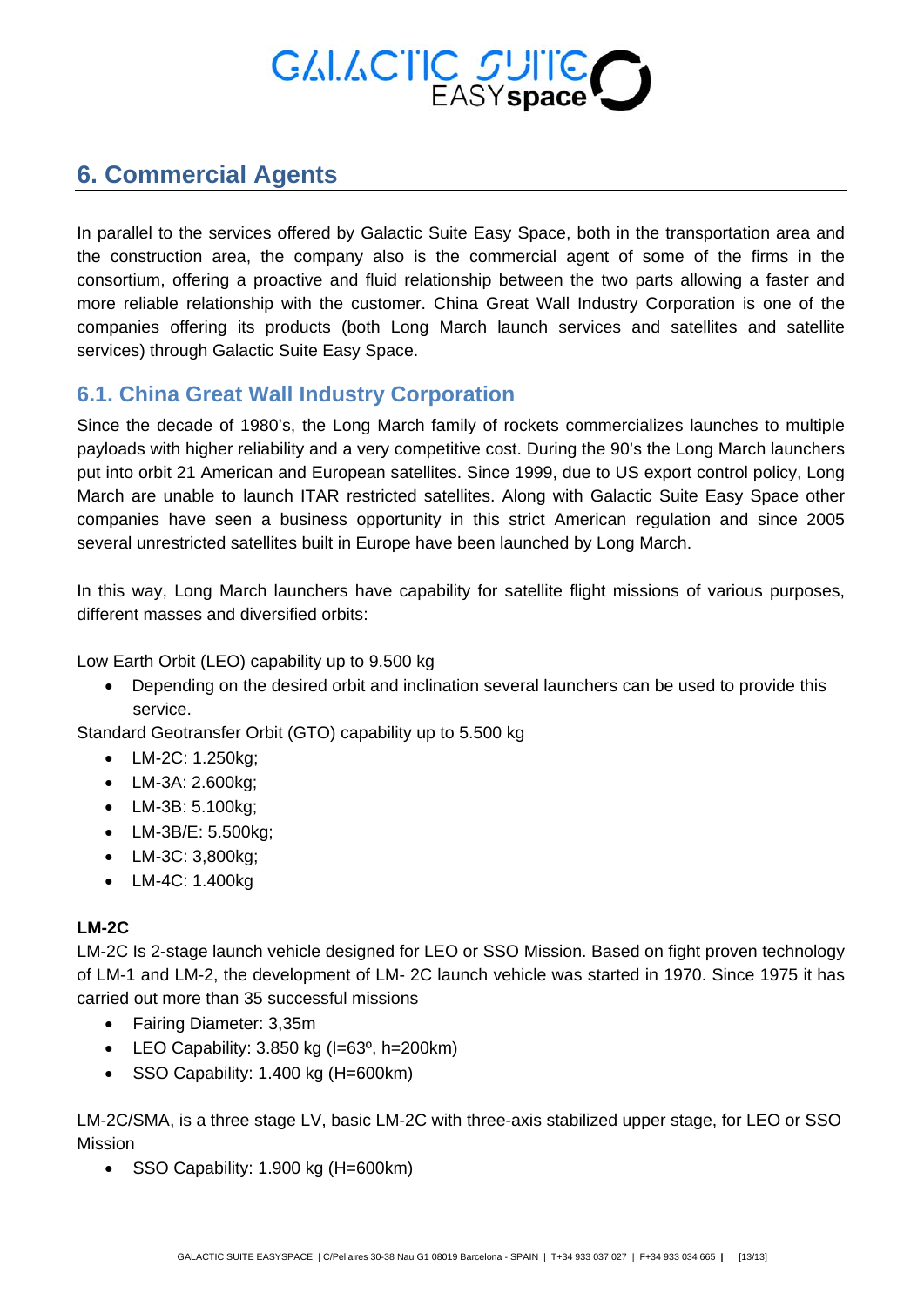## 6. Commercial Agents

In parallel to the services offered by Galactic Suite Easy Space, both in the transportation area and the construction area, the company also is the commercial agent of some of the firms in the consortium, offering a proactive and fluid relationship between the two parts allowing a faster and more reliable relationship with the customer. China Great Wall Industry Corporation is one of the companies offering its products (both Long March launch services and satellites and satellite services) through Galactic Suite Easy Space.

### 6.1. China Great Wall Industry Corporation

Since the decade of 1980's, the Long March family of rockets commercializes launches to multiple payloads with higher reliability and a very competitive cost. During the 90's the Long March launchers put into orbit 21 American and European satellites. Since 1999, due to US export control policy, Long March are unable to launch ITAR restricted satellites. Along with Galactic Suite Easy Space other companies have seen a business opportunity in this strict American regulation and since 2005 several unrestricted satellites built in Europe have been launched by Long March.

In this way, Long March launchers have capability for satellite flight missions of various purposes, different masses and diversified orbits:

Low Earth Orbit (LEO) capability up to 9.500 kg

- Depending on the desired orbit and inclination several launchers can be used to provide this service.

Standard Geotransfer Orbit (GTO) capability up to 5.500 kg

- LM-2C: 1.250kg;
- LM-3A: 2.600kg;
- LM-3B: 5.100kg;
- LM-3B/E: 5.500kg;
- LM-3C: 3,800kg;
- LM-4C: 1.400kg

**LM-2C**

LM-2C Is 2-stage launch vehicle designed for LEO or SSO Mission. Based on fight proven technology of LM-1 and LM-2, the development of LM- 2C launch vehicle was started in 1970. Since 1975 it has carried out more than 35 successful missions

- Fairing Diameter: 3,35m
- LEO Capability: 3.850 kg (I=63º, h=200km)
- SSO Capability: 1.400 kg (H=600km)

LM-2C/SMA, is a three stage LV, basic LM-2C with three-axis stabilized upper stage, for LEO or SSO Mission

- SSO Capability: 1.900 kg (H=600km)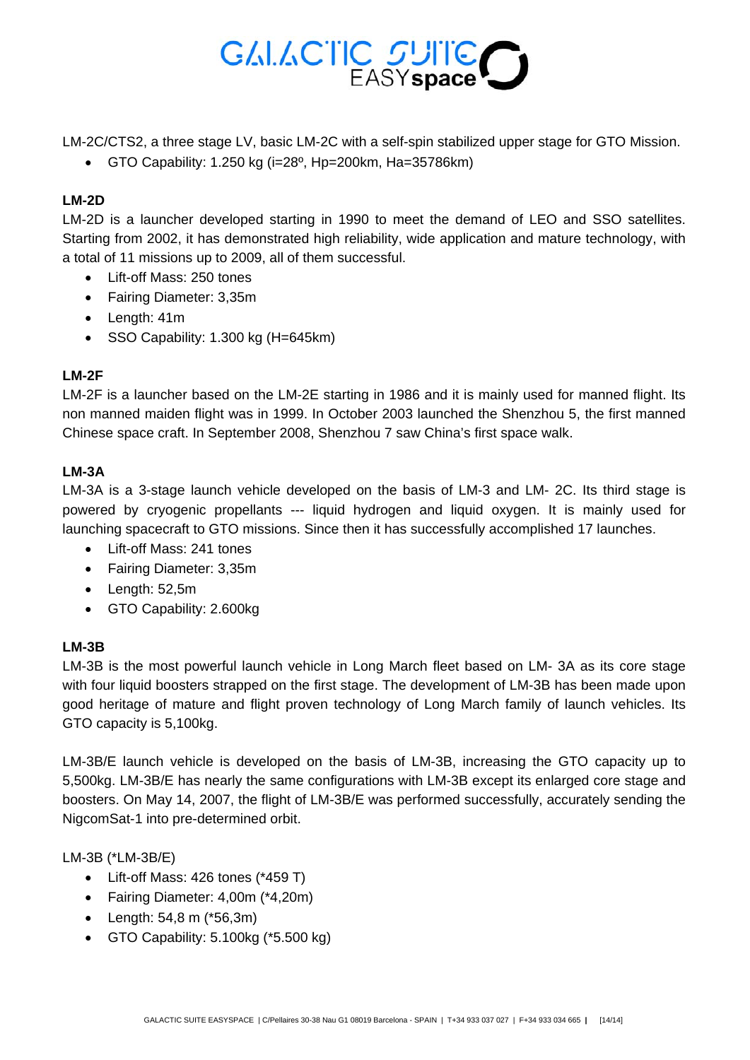LM-2C/CTS2, a three stage LV, basic LM-2C with a self-spin stabilized upper stage for GTO Mission.

- GTO Capability: 1.250 kg (i=28º, Hp=200km, Ha=35786km)

**LM-2D**

LM-2D is a launcher developed starting in 1990 to meet the demand of LEO and SSO satellites. Starting from 2002, it has demonstrated high reliability, wide application and mature technology, with a total of 11 missions up to 2009, all of them successful.

- Lift-off Mass: 250 tones
- Fairing Diameter: 3,35m
- Length: 41m
- SSO Capability: 1.300 kg (H=645km)

**LM-2F**

LM-2F is a launcher based on the LM-2E starting in 1986 and it is mainly used for manned flight. Its non manned maiden flight was in 1999. In October 2003 launched the Shenzhou 5, the first manned Chinese space craft. In September 2008, Shenzhou 7 saw China's first space walk.

**LM-3A**

LM-3A is a 3-stage launch vehicle developed on the basis of LM-3 and LM- 2C. Its third stage is powered by cryogenic propellants --- liquid hydrogen and liquid oxygen. It is mainly used for launching spacecraft to GTO missions. Since then it has successfully accomplished 17 launches.

- Lift-off Mass: 241 tones
- Fairing Diameter: 3,35m
- Length: 52,5m
- GTO Capability: 2.600kg

**LM-3B**

LM-3B is the most powerful launch vehicle in Long March fleet based on LM- 3A as its core stage with four liquid boosters strapped on the first stage. The development of LM-3B has been made upon good heritage of mature and flight proven technology of Long March family of launch vehicles. Its GTO capacity is 5,100kg.

LM-3B/E launch vehicle is developed on the basis of LM-3B, increasing the GTO capacity up to 5,500kg. LM-3B/E has nearly the same configurations with LM-3B except its enlarged core stage and boosters. On May 14, 2007, the flight of LM-3B/E was performed successfully, accurately sending the NigcomSat-1 into pre-determined orbit.

LM-3B (*LM-3B/E)

- Lift-off Mass: 426 tones (*459 T)
- Fairing Diameter: 4,00m (*4,20m)
- Length: 54,8 m (*56,3m)
- GTO Capability: 5.100kg (*5.500 kg)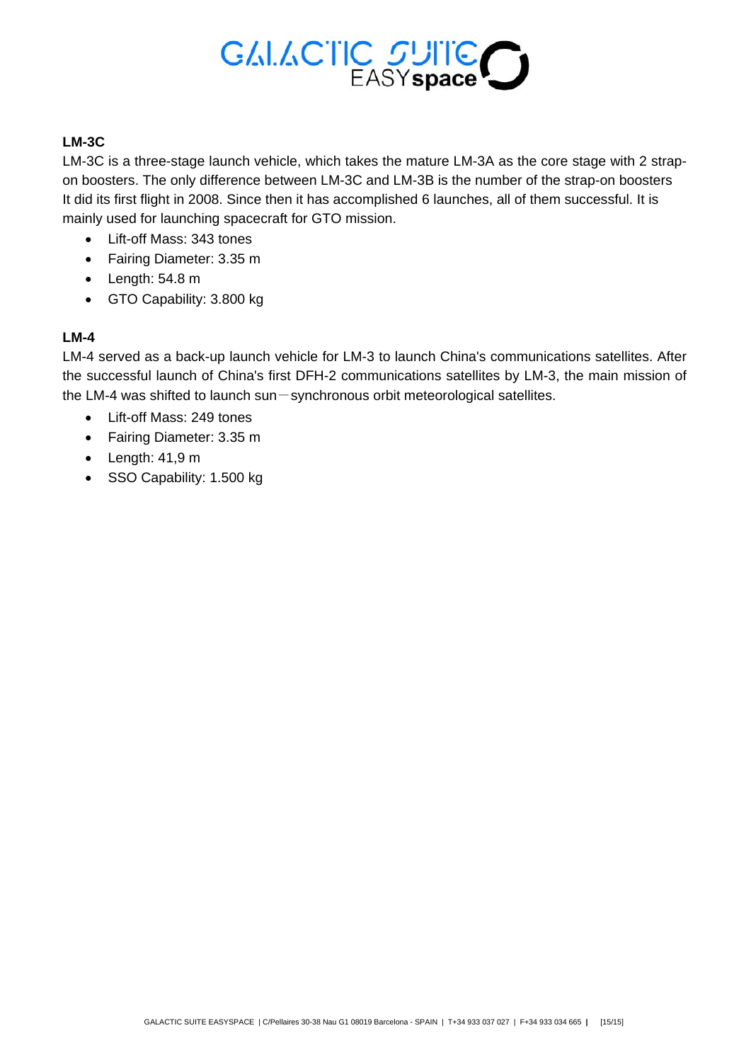### LM-3C

LM-3C is a three-stage launch vehicle, which takes the mature LM-3A as the core stage with 2 strap-on boosters. The only difference between LM-3C and LM-3B is the number of the strap-on boosters It did its first flight in 2008. Since then it has accomplished 6 launches, all of them successful. It is mainly used for launching spacecraft for GTO mission.

- Lift-off Mass: 343 tones
- Fairing Diameter: 3.35 m
- Length: 54.8 m
- GTO Capability: 3.800 kg

### LM-4

LM-4 served as a back-up launch vehicle for LM-3 to launch China's communications satellites. After the successful launch of China's first DFH-2 communications satellites by LM-3, the main mission of the LM-4 was shifted to launch sun－synchronous orbit meteorological satellites.

- Lift-off Mass: 249 tones
- Fairing Diameter: 3.35 m
- Length: 41,9 m
- SSO Capability: 1.500 kg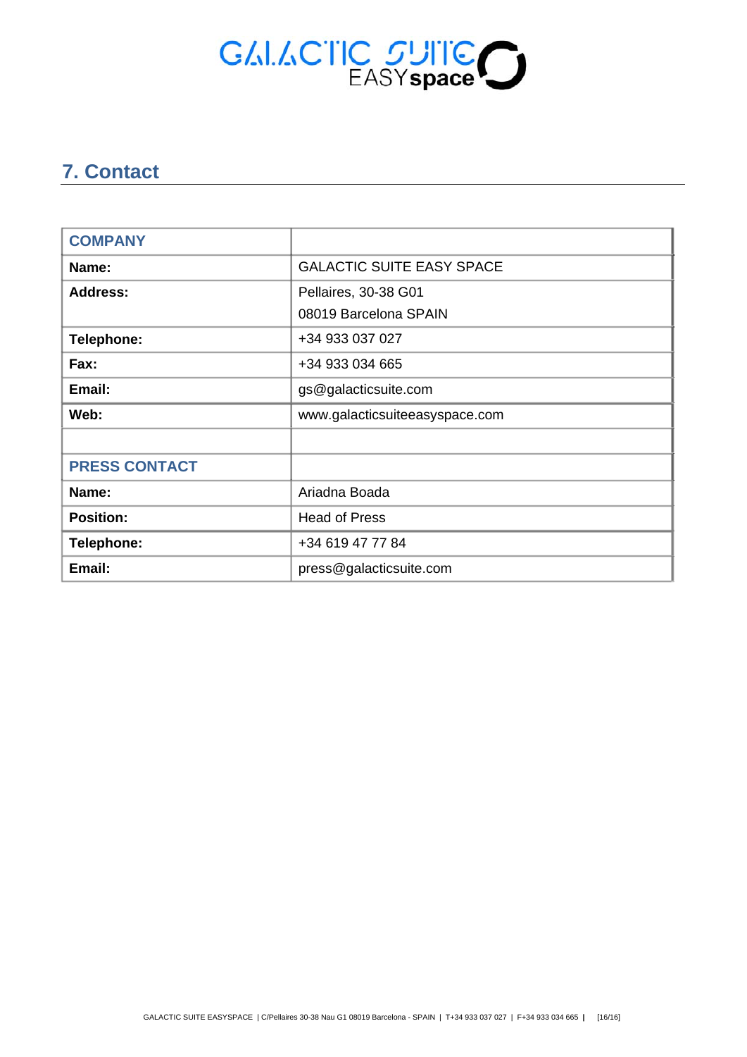## 7. Contact

| | |
|---|---|
| **COMPANY** | |
| **Name:** | GALACTIC SUITE EASY SPACE |
| **Address:** | Pellaires, 30-38 G01<br>08019 Barcelona SPAIN |
| **Telephone:** | +34 933 037 027 |
| **Fax:** | +34 933 034 665 |
| **Email:** | gs@galacticsuite.com |
| **Web:** | www.galacticsuiteeasyspace.com |
| | |
| **PRESS CONTACT** | |
| **Name:** | Ariadna Boada |
| **Position:** | Head of Press |
| **Telephone:** | +34 619 47 77 84 |
| **Email:** | press@galacticsuite.com |